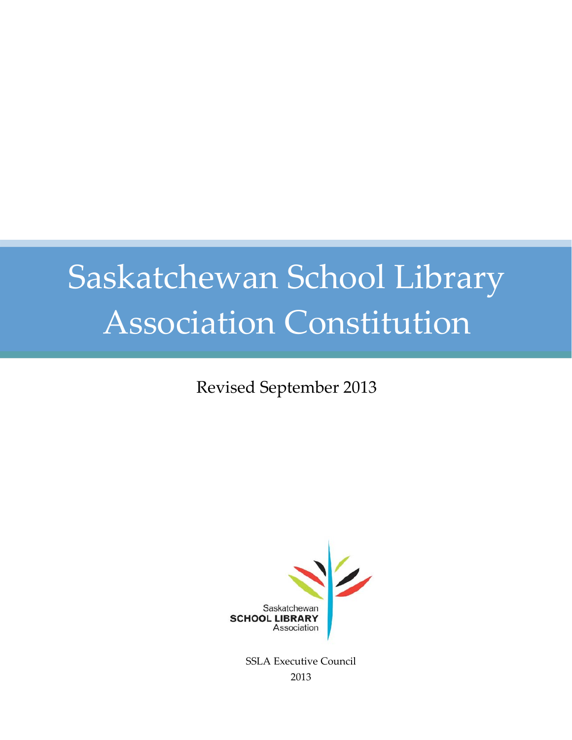# Saskatchewan School Library Association Constitution

Revised September 2013

Saskatchewan
SCHOOL LIBRARY
Association

SSLA Executive Council

2013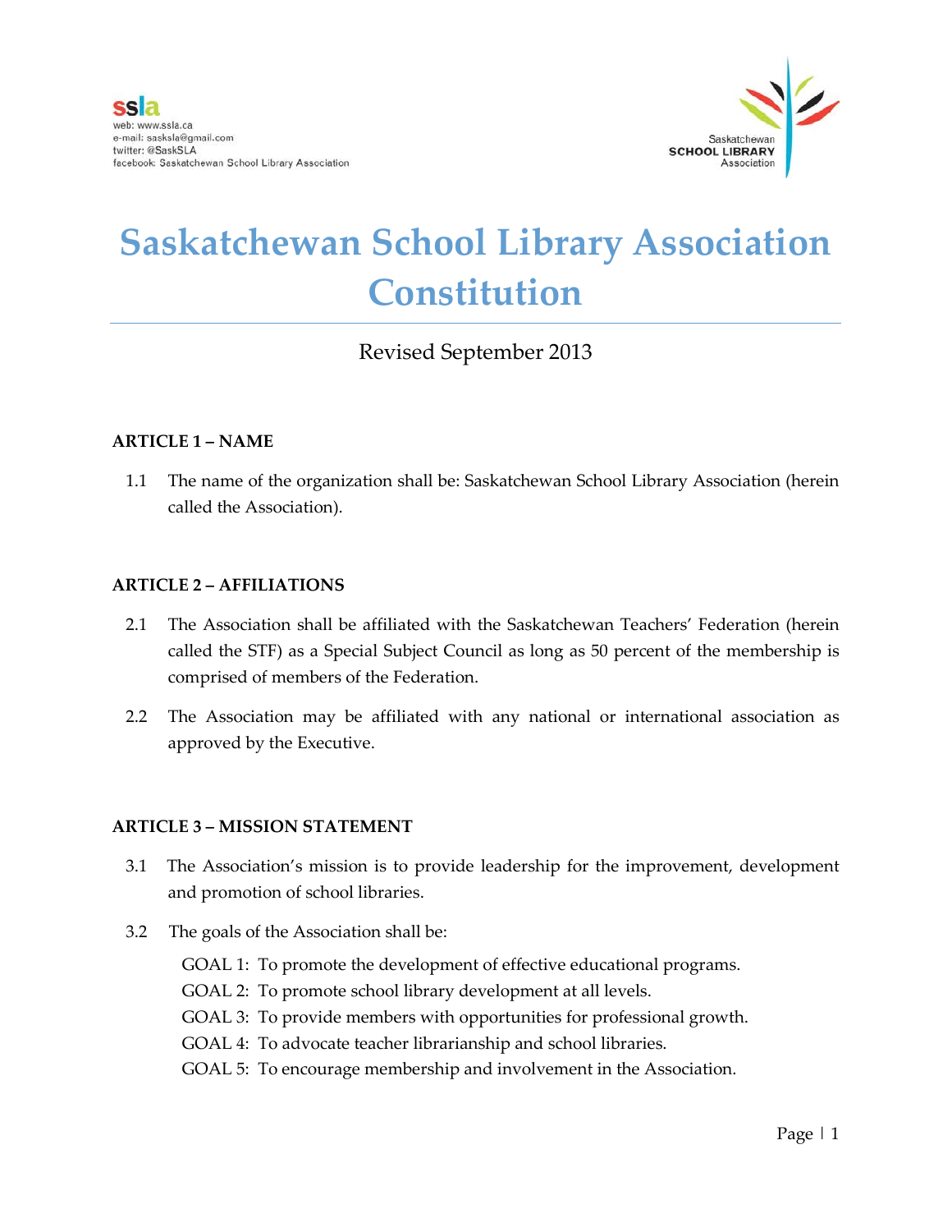ssla
web: www.ssla.ca
e-mail: sasksla@gmail.com
twitter: @SaskSLA
facebook: Saskatchewan School Library Association

Saskatchewan
**SCHOOL LIBRARY**
Association

# Saskatchewan School Library Association Constitution

Revised September 2013

**ARTICLE 1 – NAME**

1.1 The name of the organization shall be: Saskatchewan School Library Association (herein called the Association).

**ARTICLE 2 – AFFILIATIONS**

2.1 The Association shall be affiliated with the Saskatchewan Teachers' Federation (herein called the STF) as a Special Subject Council as long as 50 percent of the membership is comprised of members of the Federation.

2.2 The Association may be affiliated with any national or international association as approved by the Executive.

**ARTICLE 3 – MISSION STATEMENT**

3.1 The Association's mission is to provide leadership for the improvement, development and promotion of school libraries.

3.2 The goals of the Association shall be:

GOAL 1: To promote the development of effective educational programs.
GOAL 2: To promote school library development at all levels.
GOAL 3: To provide members with opportunities for professional growth.
GOAL 4: To advocate teacher librarianship and school libraries.
GOAL 5: To encourage membership and involvement in the Association.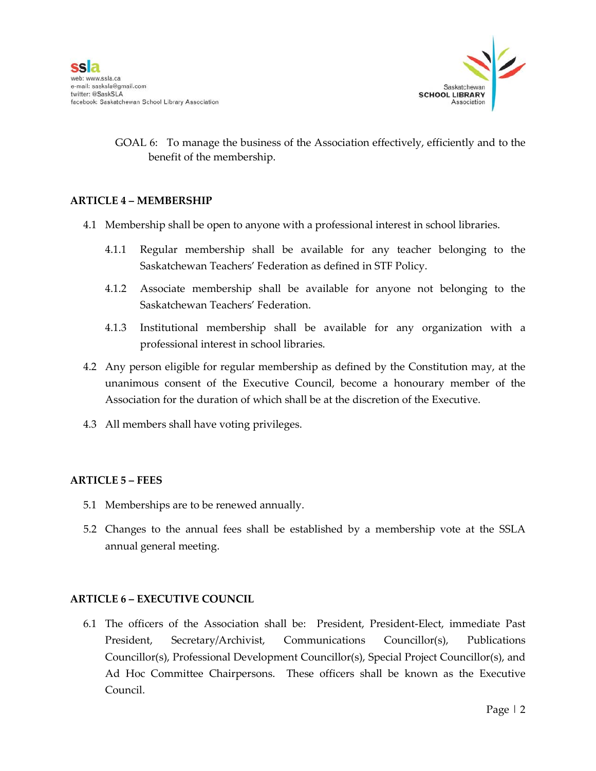GOAL 6: To manage the business of the Association effectively, efficiently and to the benefit of the membership.

## ARTICLE 4 – MEMBERSHIP

4.1 Membership shall be open to anyone with a professional interest in school libraries.

4.1.1 Regular membership shall be available for any teacher belonging to the Saskatchewan Teachers' Federation as defined in STF Policy.

4.1.2 Associate membership shall be available for anyone not belonging to the Saskatchewan Teachers' Federation.

4.1.3 Institutional membership shall be available for any organization with a professional interest in school libraries.

4.2 Any person eligible for regular membership as defined by the Constitution may, at the unanimous consent of the Executive Council, become a honourary member of the Association for the duration of which shall be at the discretion of the Executive.

4.3 All members shall have voting privileges.

## ARTICLE 5 – FEES

5.1 Memberships are to be renewed annually.

5.2 Changes to the annual fees shall be established by a membership vote at the SSLA annual general meeting.

## ARTICLE 6 – EXECUTIVE COUNCIL

6.1 The officers of the Association shall be: President, President-Elect, immediate Past President, Secretary/Archivist, Communications Councillor(s), Publications Councillor(s), Professional Development Councillor(s), Special Project Councillor(s), and Ad Hoc Committee Chairpersons. These officers shall be known as the Executive Council.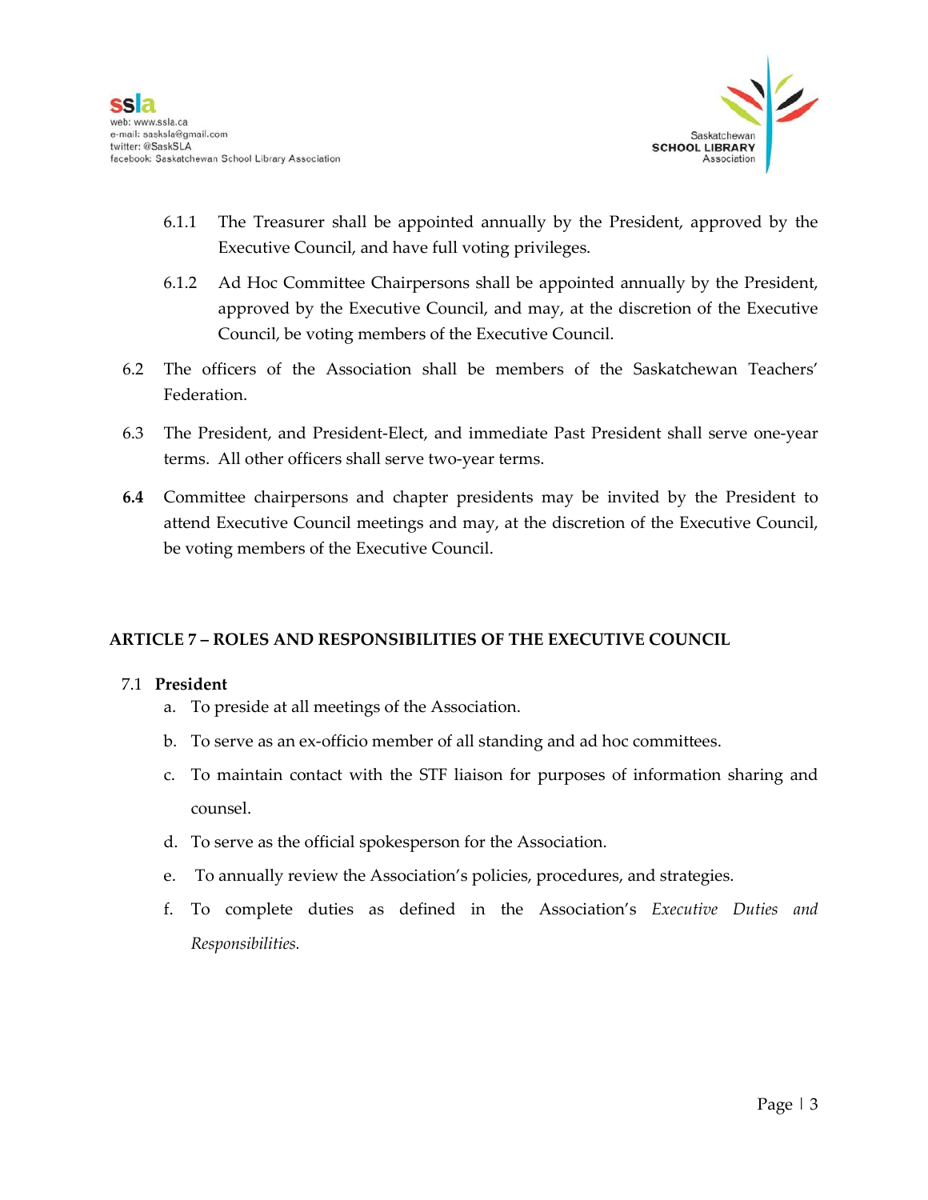6.1.1 The Treasurer shall be appointed annually by the President, approved by the Executive Council, and have full voting privileges.

6.1.2 Ad Hoc Committee Chairpersons shall be appointed annually by the President, approved by the Executive Council, and may, at the discretion of the Executive Council, be voting members of the Executive Council.

6.2 The officers of the Association shall be members of the Saskatchewan Teachers' Federation.

6.3 The President, and President-Elect, and immediate Past President shall serve one-year terms. All other officers shall serve two-year terms.

**6.4** Committee chairpersons and chapter presidents may be invited by the President to attend Executive Council meetings and may, at the discretion of the Executive Council, be voting members of the Executive Council.

## ARTICLE 7 – ROLES AND RESPONSIBILITIES OF THE EXECUTIVE COUNCIL

7.1 **President**

a. To preside at all meetings of the Association.

b. To serve as an ex-officio member of all standing and ad hoc committees.

c. To maintain contact with the STF liaison for purposes of information sharing and counsel.

d. To serve as the official spokesperson for the Association.

e. To annually review the Association's policies, procedures, and strategies.

f. To complete duties as defined in the Association's *Executive Duties and Responsibilities.*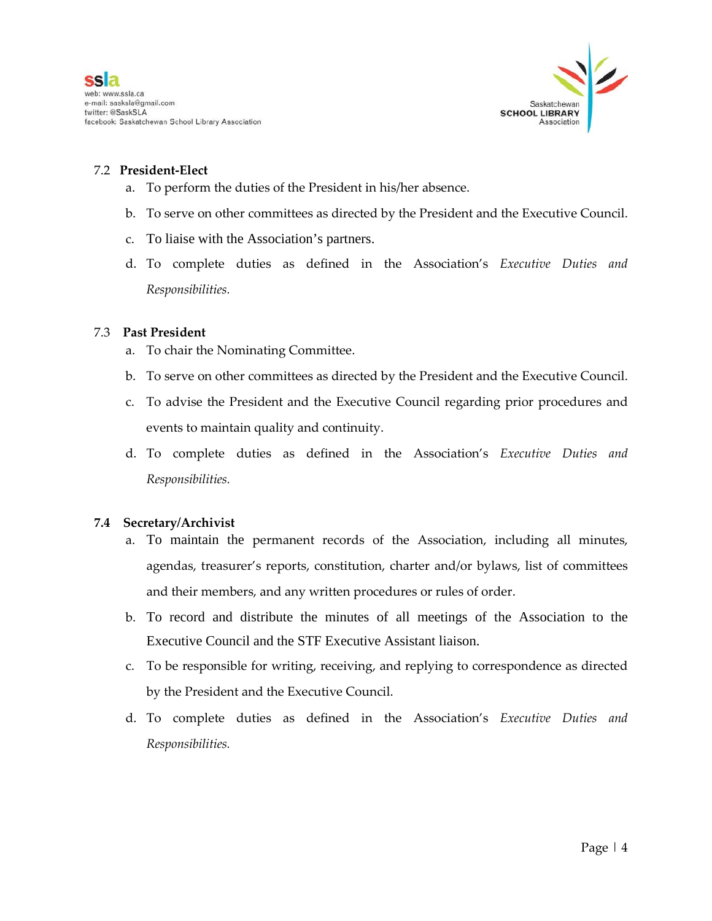### 7.2 President-Elect

a. To perform the duties of the President in his/her absence.

b. To serve on other committees as directed by the President and the Executive Council.

c. To liaise with the Association's partners.

d. To complete duties as defined in the Association's *Executive Duties and Responsibilities.*

### 7.3 Past President

a. To chair the Nominating Committee.

b. To serve on other committees as directed by the President and the Executive Council.

c. To advise the President and the Executive Council regarding prior procedures and events to maintain quality and continuity.

d. To complete duties as defined in the Association's *Executive Duties and Responsibilities.*

### 7.4 Secretary/Archivist

a. To maintain the permanent records of the Association, including all minutes, agendas, treasurer's reports, constitution, charter and/or bylaws, list of committees and their members, and any written procedures or rules of order.

b. To record and distribute the minutes of all meetings of the Association to the Executive Council and the STF Executive Assistant liaison.

c. To be responsible for writing, receiving, and replying to correspondence as directed by the President and the Executive Council.

d. To complete duties as defined in the Association's *Executive Duties and Responsibilities.*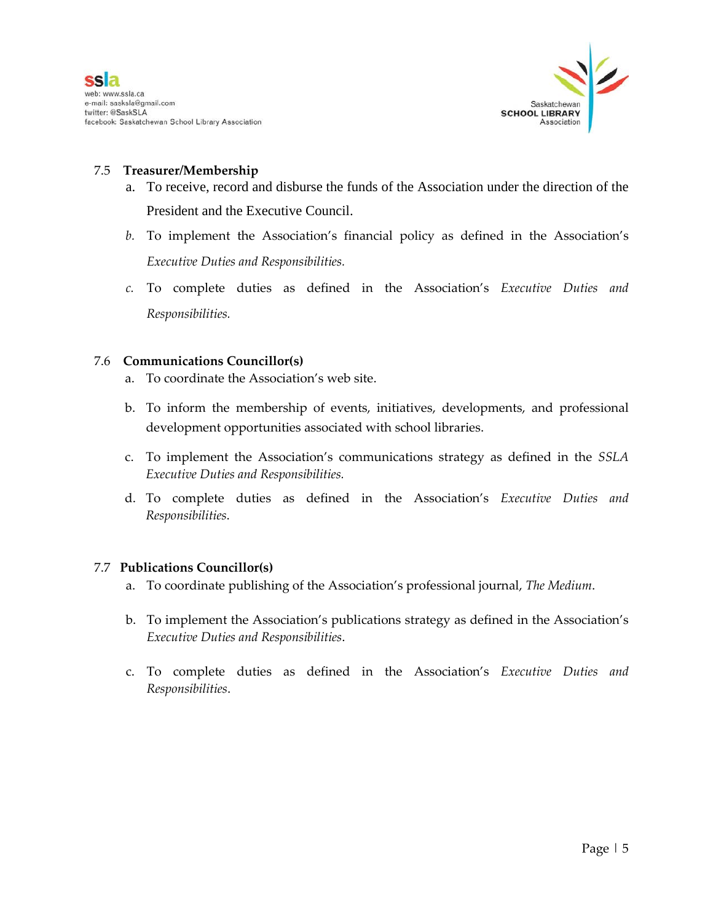### 7.5 Treasurer/Membership

a. To receive, record and disburse the funds of the Association under the direction of the President and the Executive Council.

*b.* To implement the Association's financial policy as defined in the Association's *Executive Duties and Responsibilities.*

*c.* To complete duties as defined in the Association's *Executive Duties and Responsibilities.*

### 7.6 Communications Councillor(s)

a. To coordinate the Association's web site.

b. To inform the membership of events, initiatives, developments, and professional development opportunities associated with school libraries.

c. To implement the Association's communications strategy as defined in the *SSLA Executive Duties and Responsibilities.*

d. To complete duties as defined in the Association's *Executive Duties and Responsibilities*.

### 7.7 Publications Councillor(s)

a. To coordinate publishing of the Association's professional journal, *The Medium*.

b. To implement the Association's publications strategy as defined in the Association's *Executive Duties and Responsibilities*.

c. To complete duties as defined in the Association's *Executive Duties and Responsibilities*.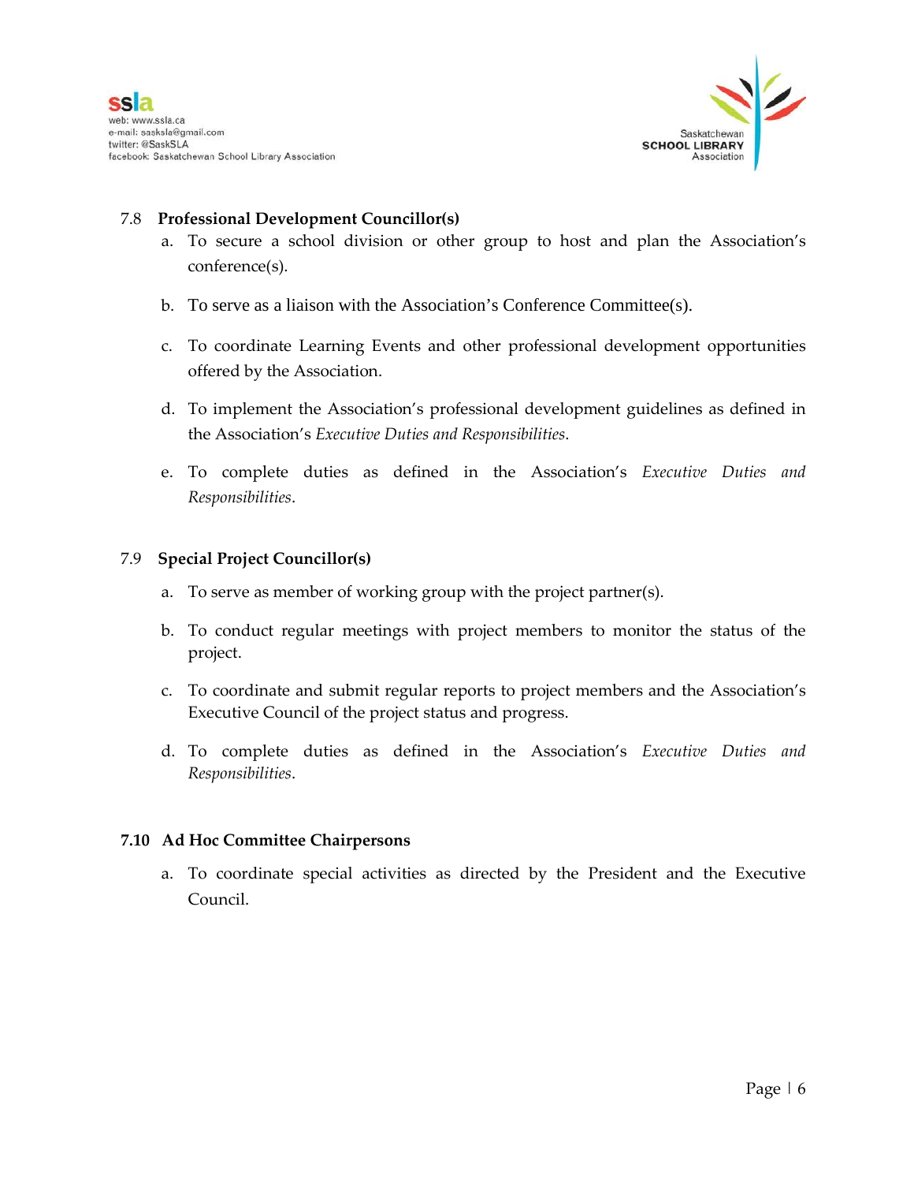### 7.8 Professional Development Councillor(s)

a. To secure a school division or other group to host and plan the Association's conference(s).

b. To serve as a liaison with the Association's Conference Committee(s).

c. To coordinate Learning Events and other professional development opportunities offered by the Association.

d. To implement the Association's professional development guidelines as defined in the Association's *Executive Duties and Responsibilities*.

e. To complete duties as defined in the Association's *Executive Duties and Responsibilities*.

### 7.9 Special Project Councillor(s)

a. To serve as member of working group with the project partner(s).

b. To conduct regular meetings with project members to monitor the status of the project.

c. To coordinate and submit regular reports to project members and the Association's Executive Council of the project status and progress.

d. To complete duties as defined in the Association's *Executive Duties and Responsibilities*.

### 7.10 Ad Hoc Committee Chairpersons

a. To coordinate special activities as directed by the President and the Executive Council.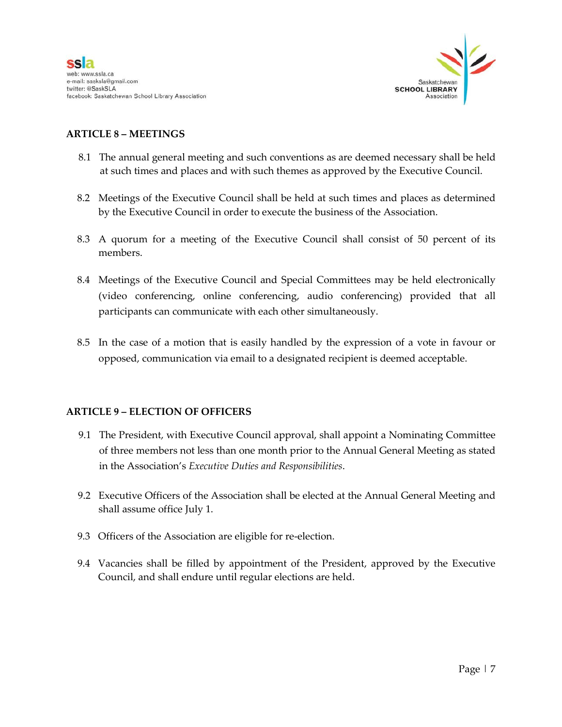## ARTICLE 8 – MEETINGS

8.1 The annual general meeting and such conventions as are deemed necessary shall be held at such times and places and with such themes as approved by the Executive Council.

8.2 Meetings of the Executive Council shall be held at such times and places as determined by the Executive Council in order to execute the business of the Association.

8.3 A quorum for a meeting of the Executive Council shall consist of 50 percent of its members.

8.4 Meetings of the Executive Council and Special Committees may be held electronically (video conferencing, online conferencing, audio conferencing) provided that all participants can communicate with each other simultaneously.

8.5 In the case of a motion that is easily handled by the expression of a vote in favour or opposed, communication via email to a designated recipient is deemed acceptable.

## ARTICLE 9 – ELECTION OF OFFICERS

9.1 The President, with Executive Council approval, shall appoint a Nominating Committee of three members not less than one month prior to the Annual General Meeting as stated in the Association's *Executive Duties and Responsibilities*.

9.2 Executive Officers of the Association shall be elected at the Annual General Meeting and shall assume office July 1.

9.3 Officers of the Association are eligible for re-election.

9.4 Vacancies shall be filled by appointment of the President, approved by the Executive Council, and shall endure until regular elections are held.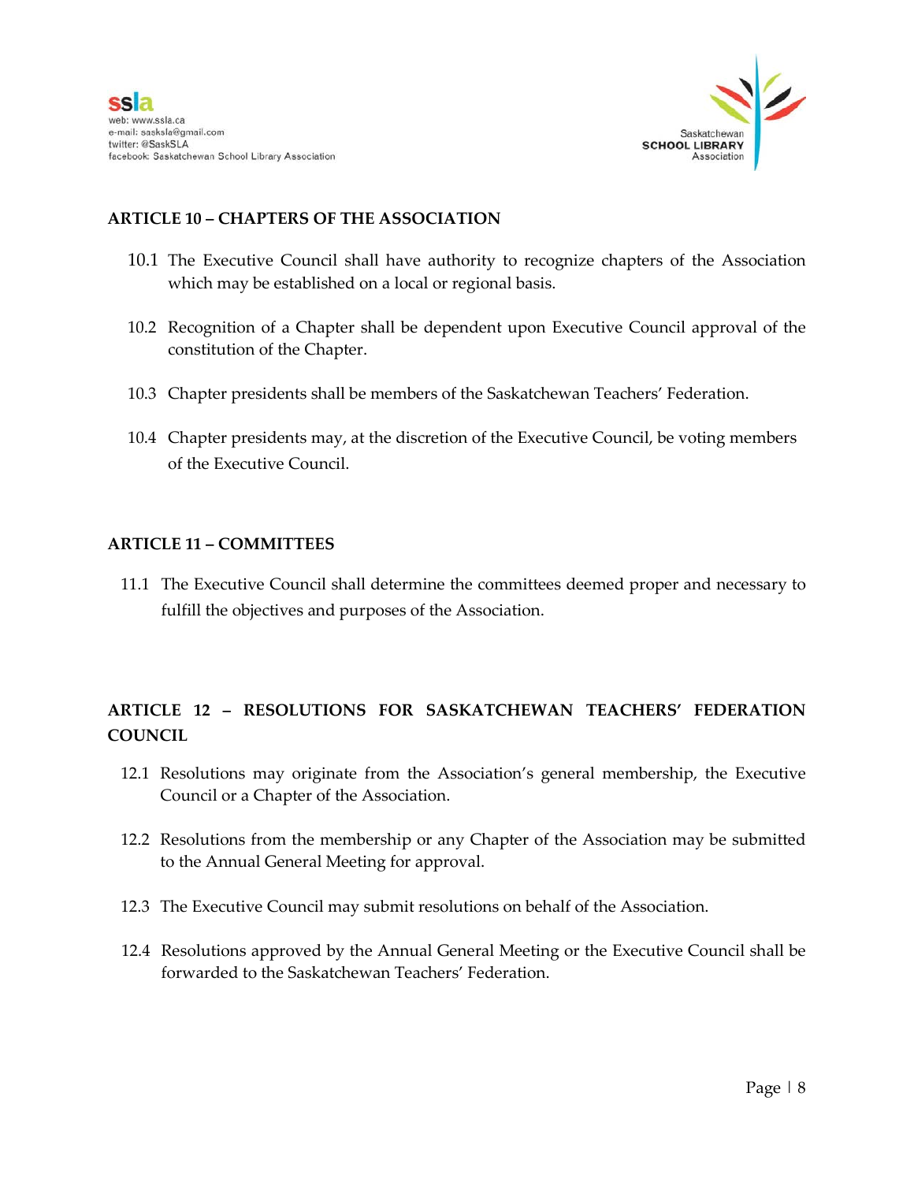### ARTICLE 10 – CHAPTERS OF THE ASSOCIATION

10.1 The Executive Council shall have authority to recognize chapters of the Association which may be established on a local or regional basis.

10.2 Recognition of a Chapter shall be dependent upon Executive Council approval of the constitution of the Chapter.

10.3 Chapter presidents shall be members of the Saskatchewan Teachers' Federation.

10.4 Chapter presidents may, at the discretion of the Executive Council, be voting members of the Executive Council.

### ARTICLE 11 – COMMITTEES

11.1 The Executive Council shall determine the committees deemed proper and necessary to fulfill the objectives and purposes of the Association.

### ARTICLE 12 – RESOLUTIONS FOR SASKATCHEWAN TEACHERS' FEDERATION COUNCIL

12.1 Resolutions may originate from the Association's general membership, the Executive Council or a Chapter of the Association.

12.2 Resolutions from the membership or any Chapter of the Association may be submitted to the Annual General Meeting for approval.

12.3 The Executive Council may submit resolutions on behalf of the Association.

12.4 Resolutions approved by the Annual General Meeting or the Executive Council shall be forwarded to the Saskatchewan Teachers' Federation.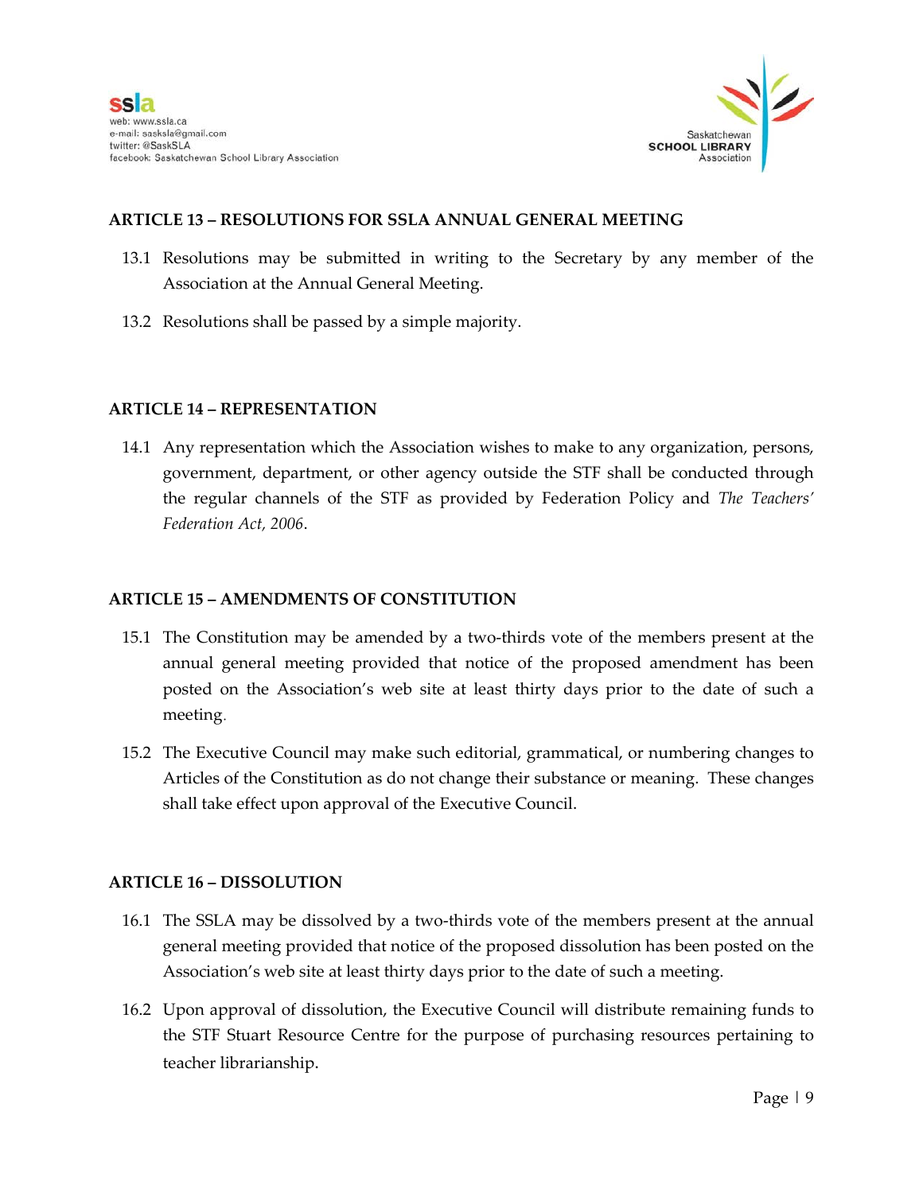## ARTICLE 13 – RESOLUTIONS FOR SSLA ANNUAL GENERAL MEETING

13.1 Resolutions may be submitted in writing to the Secretary by any member of the Association at the Annual General Meeting.

13.2 Resolutions shall be passed by a simple majority.

## ARTICLE 14 – REPRESENTATION

14.1 Any representation which the Association wishes to make to any organization, persons, government, department, or other agency outside the STF shall be conducted through the regular channels of the STF as provided by Federation Policy and *The Teachers' Federation Act, 2006*.

## ARTICLE 15 – AMENDMENTS OF CONSTITUTION

15.1 The Constitution may be amended by a two-thirds vote of the members present at the annual general meeting provided that notice of the proposed amendment has been posted on the Association's web site at least thirty days prior to the date of such a meeting.

15.2 The Executive Council may make such editorial, grammatical, or numbering changes to Articles of the Constitution as do not change their substance or meaning. These changes shall take effect upon approval of the Executive Council.

## ARTICLE 16 – DISSOLUTION

16.1 The SSLA may be dissolved by a two-thirds vote of the members present at the annual general meeting provided that notice of the proposed dissolution has been posted on the Association's web site at least thirty days prior to the date of such a meeting.

16.2 Upon approval of dissolution, the Executive Council will distribute remaining funds to the STF Stuart Resource Centre for the purpose of purchasing resources pertaining to teacher librarianship.